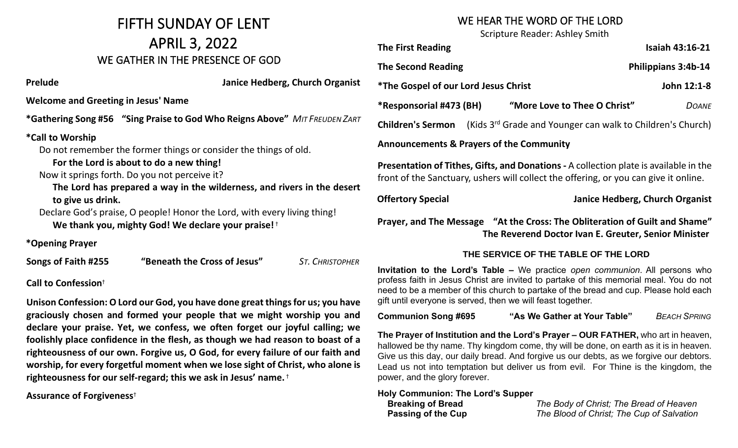# FIFTH SUNDAY OF LENT
# APRIL 3, 2022
## WE GATHER IN THE PRESENCE OF GOD

**Prelude** **Janice Hedberg, Church Organist**

**Welcome and Greeting in Jesus' Name**

**\*Gathering Song #56 "Sing Praise to God Who Reigns Above"** *MIT FREUDEN ZART*

**\*Call to Worship**

Do not remember the former things or consider the things of old.

**For the Lord is about to do a new thing!**

Now it springs forth. Do you not perceive it?

**The Lord has prepared a way in the wilderness, and rivers in the desert to give us drink.**

Declare God's praise, O people! Honor the Lord, with every living thing!

**We thank you, mighty God! We declare your praise!** †

**\*Opening Prayer**

**Songs of Faith #255 "Beneath the Cross of Jesus"** *ST. CHRISTOPHER*

**Call to Confession**†

**Unison Confession: O Lord our God, you have done great things for us; you have graciously chosen and formed your people that we might worship you and declare your praise. Yet, we confess, we often forget our joyful calling; we foolishly place confidence in the flesh, as though we had reason to boast of a righteousness of our own. Forgive us, O God, for every failure of our faith and worship, for every forgetful moment when we lose sight of Christ, who alone is righteousness for our self-regard; this we ask in Jesus' name.** †

**Assurance of Forgiveness**†

## WE HEAR THE WORD OF THE LORD

Scripture Reader: Ashley Smith

**The First Reading** **Isaiah 43:16-21**

**The Second Reading** **Philippians 3:4b-14**

**\*The Gospel of our Lord Jesus Christ** **John 12:1-8**

**\*Responsorial #473 (BH) "More Love to Thee O Christ"** *DOANE*

**Children's Sermon** (Kids 3rd Grade and Younger can walk to Children's Church)

**Announcements & Prayers of the Community**

**Presentation of Tithes, Gifts, and Donations -** A collection plate is available in the front of the Sanctuary, ushers will collect the offering, or you can give it online.

**Offertory Special** **Janice Hedberg, Church Organist**

**Prayer, and The Message "At the Cross: The Obliteration of Guilt and Shame"**
**The Reverend Doctor Ivan E. Greuter, Senior Minister**

### THE SERVICE OF THE TABLE OF THE LORD

**Invitation to the Lord's Table –** We practice *open communion*. All persons who profess faith in Jesus Christ are invited to partake of this memorial meal. You do not need to be a member of this church to partake of the bread and cup. Please hold each gift until everyone is served, then we will feast together.

**Communion Song #695 "As We Gather at Your Table"** *BEACH SPRING*

**The Prayer of Institution and the Lord's Prayer – OUR FATHER,** who art in heaven, hallowed be thy name. Thy kingdom come, thy will be done, on earth as it is in heaven. Give us this day, our daily bread. And forgive us our debts, as we forgive our debtors. Lead us not into temptation but deliver us from evil. For Thine is the kingdom, the power, and the glory forever.

**Holy Communion: The Lord's Supper**

**Breaking of Bread** *The Body of Christ; The Bread of Heaven*

**Passing of the Cup** *The Blood of Christ; The Cup of Salvation*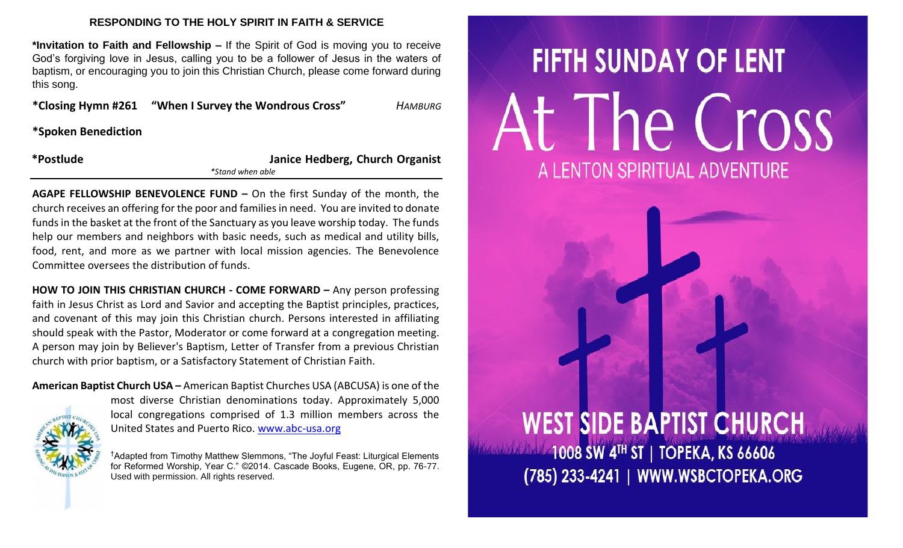## RESPONDING TO THE HOLY SPIRIT IN FAITH & SERVICE

**\*Invitation to Faith and Fellowship –** If the Spirit of God is moving you to receive God's forgiving love in Jesus, calling you to be a follower of Jesus in the waters of baptism, or encouraging you to join this Christian Church, please come forward during this song.

**\*Closing Hymn #261 "When I Survey the Wondrous Cross"** *HAMBURG*

**\*Spoken Benediction**

**\*Postlude** **Janice Hedberg, Church Organist**

*\*Stand when able*

---

**AGAPE FELLOWSHIP BENEVOLENCE FUND –** On the first Sunday of the month, the church receives an offering for the poor and families in need. You are invited to donate funds in the basket at the front of the Sanctuary as you leave worship today. The funds help our members and neighbors with basic needs, such as medical and utility bills, food, rent, and more as we partner with local mission agencies. The Benevolence Committee oversees the distribution of funds.

**HOW TO JOIN THIS CHRISTIAN CHURCH - COME FORWARD –** Any person professing faith in Jesus Christ as Lord and Savior and accepting the Baptist principles, practices, and covenant of this may join this Christian church. Persons interested in affiliating should speak with the Pastor, Moderator or come forward at a congregation meeting. A person may join by Believer's Baptism, Letter of Transfer from a previous Christian church with prior baptism, or a Satisfactory Statement of Christian Faith.

**American Baptist Church USA –** American Baptist Churches USA (ABCUSA) is one of the most diverse Christian denominations today. Approximately 5,000 local congregations comprised of 1.3 million members across the United States and Puerto Rico. www.abc-usa.org

†Adapted from Timothy Matthew Slemmons, "The Joyful Feast: Liturgical Elements for Reformed Worship, Year C." ©2014. Cascade Books, Eugene, OR, pp. 76-77. Used with permission. All rights reserved.

# FIFTH SUNDAY OF LENT

# At The Cross

## A LENTON SPIRITUAL ADVENTURE

## WEST SIDE BAPTIST CHURCH

1008 SW 4TH ST | TOPEKA, KS 66606

(785) 233-4241 | WWW.WSBCTOPEKA.ORG